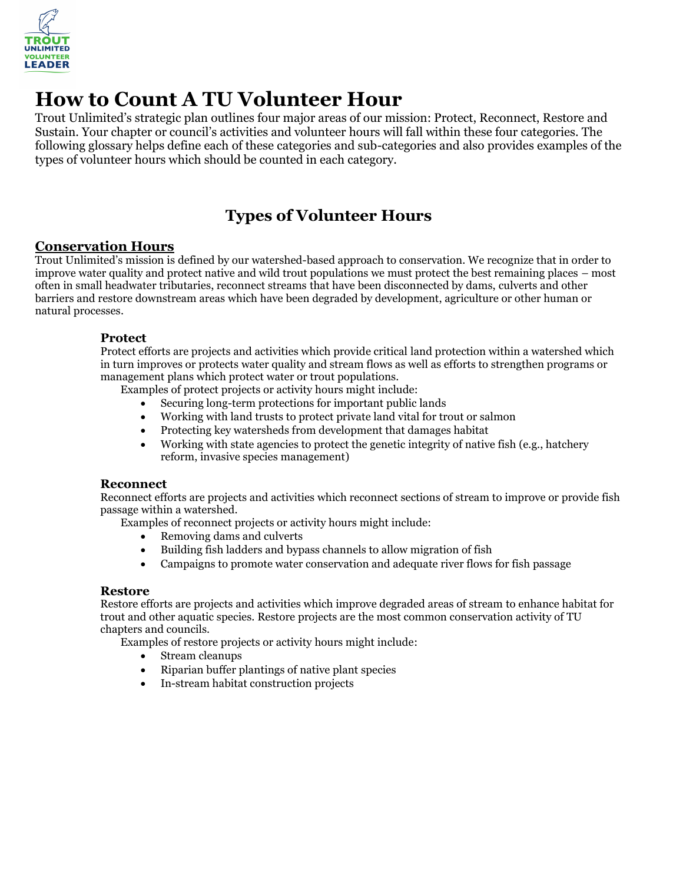# How to Count A TU Volunteer Hour

Trout Unlimited's strategic plan outlines four major areas of our mission: Protect, Reconnect, Restore and Sustain. Your chapter or council's activities and volunteer hours will fall within these four categories. The following glossary helps define each of these categories and sub-categories and also provides examples of the types of volunteer hours which should be counted in each category.

## Types of Volunteer Hours

### Conservation Hours

Trout Unlimited's mission is defined by our watershed-based approach to conservation. We recognize that in order to improve water quality and protect native and wild trout populations we must protect the best remaining places – most often in small headwater tributaries, reconnect streams that have been disconnected by dams, culverts and other barriers and restore downstream areas which have been degraded by development, agriculture or other human or natural processes.

#### Protect

Protect efforts are projects and activities which provide critical land protection within a watershed which in turn improves or protects water quality and stream flows as well as efforts to strengthen programs or management plans which protect water or trout populations.

Examples of protect projects or activity hours might include:

- Securing long-term protections for important public lands
- Working with land trusts to protect private land vital for trout or salmon
- Protecting key watersheds from development that damages habitat
- Working with state agencies to protect the genetic integrity of native fish (e.g., hatchery reform, invasive species management)

#### Reconnect

Reconnect efforts are projects and activities which reconnect sections of stream to improve or provide fish passage within a watershed.

Examples of reconnect projects or activity hours might include:

- Removing dams and culverts
- Building fish ladders and bypass channels to allow migration of fish
- Campaigns to promote water conservation and adequate river flows for fish passage

#### Restore

Restore efforts are projects and activities which improve degraded areas of stream to enhance habitat for trout and other aquatic species. Restore projects are the most common conservation activity of TU chapters and councils.

Examples of restore projects or activity hours might include:

- Stream cleanups
- Riparian buffer plantings of native plant species
- In-stream habitat construction projects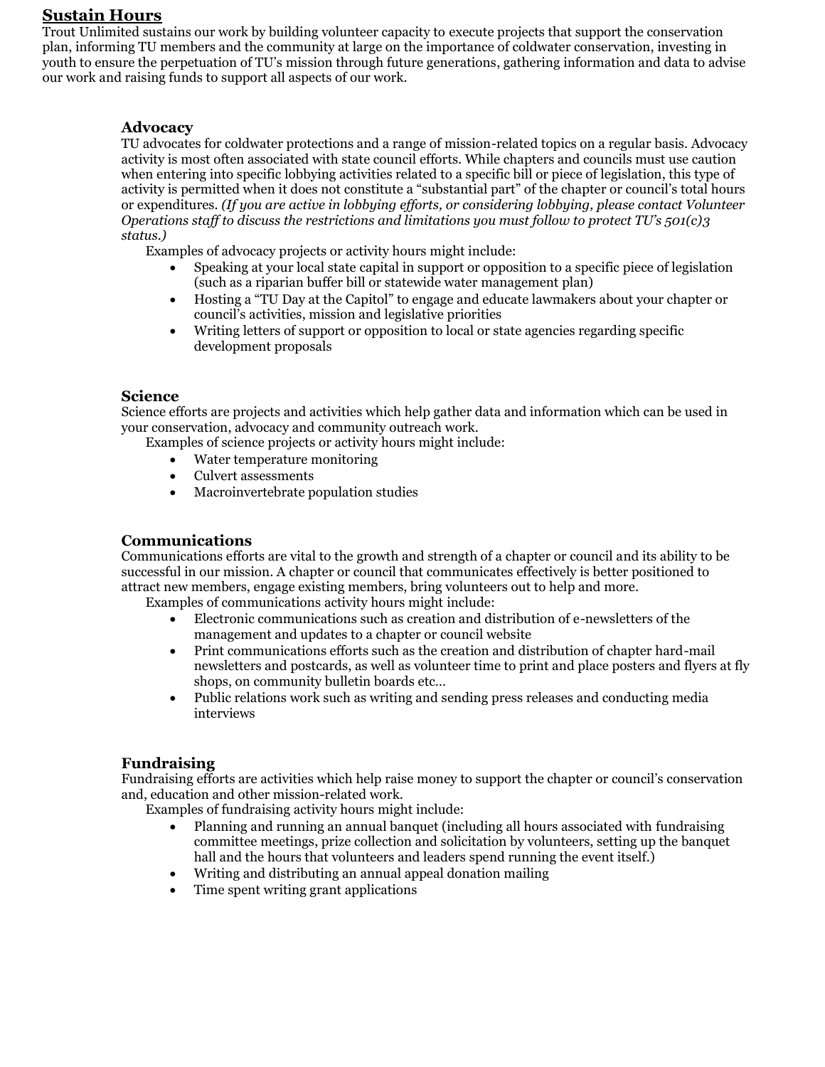## Sustain Hours

Trout Unlimited sustains our work by building volunteer capacity to execute projects that support the conservation plan, informing TU members and the community at large on the importance of coldwater conservation, investing in youth to ensure the perpetuation of TU's mission through future generations, gathering information and data to advise our work and raising funds to support all aspects of our work.

### Advocacy

TU advocates for coldwater protections and a range of mission-related topics on a regular basis. Advocacy activity is most often associated with state council efforts. While chapters and councils must use caution when entering into specific lobbying activities related to a specific bill or piece of legislation, this type of activity is permitted when it does not constitute a "substantial part" of the chapter or council's total hours or expenditures. *(If you are active in lobbying efforts, or considering lobbying, please contact Volunteer Operations staff to discuss the restrictions and limitations you must follow to protect TU's 501(c)3 status.)*

Examples of advocacy projects or activity hours might include:

- Speaking at your local state capital in support or opposition to a specific piece of legislation (such as a riparian buffer bill or statewide water management plan)
- Hosting a "TU Day at the Capitol" to engage and educate lawmakers about your chapter or council's activities, mission and legislative priorities
- Writing letters of support or opposition to local or state agencies regarding specific development proposals

### Science

Science efforts are projects and activities which help gather data and information which can be used in your conservation, advocacy and community outreach work.

Examples of science projects or activity hours might include:

- Water temperature monitoring
- Culvert assessments
- Macroinvertebrate population studies

### Communications

Communications efforts are vital to the growth and strength of a chapter or council and its ability to be successful in our mission. A chapter or council that communicates effectively is better positioned to attract new members, engage existing members, bring volunteers out to help and more.

Examples of communications activity hours might include:

- Electronic communications such as creation and distribution of e-newsletters of the management and updates to a chapter or council website
- Print communications efforts such as the creation and distribution of chapter hard-mail newsletters and postcards, as well as volunteer time to print and place posters and flyers at fly shops, on community bulletin boards etc…
- Public relations work such as writing and sending press releases and conducting media interviews

### Fundraising

Fundraising efforts are activities which help raise money to support the chapter or council's conservation and, education and other mission-related work.

Examples of fundraising activity hours might include:

- Planning and running an annual banquet (including all hours associated with fundraising committee meetings, prize collection and solicitation by volunteers, setting up the banquet hall and the hours that volunteers and leaders spend running the event itself.)
- Writing and distributing an annual appeal donation mailing
- Time spent writing grant applications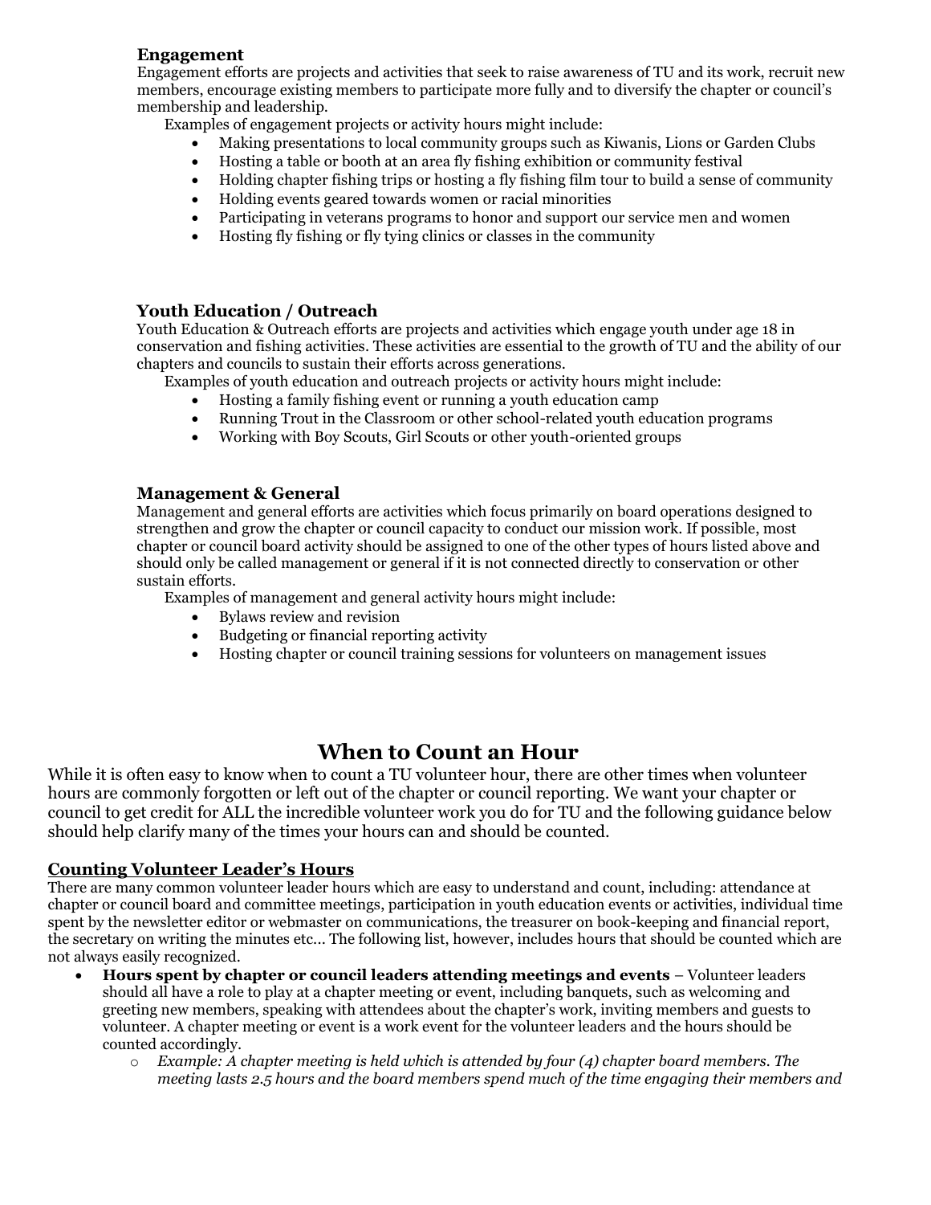### Engagement

Engagement efforts are projects and activities that seek to raise awareness of TU and its work, recruit new members, encourage existing members to participate more fully and to diversify the chapter or council's membership and leadership.

Examples of engagement projects or activity hours might include:

- Making presentations to local community groups such as Kiwanis, Lions or Garden Clubs
- Hosting a table or booth at an area fly fishing exhibition or community festival
- Holding chapter fishing trips or hosting a fly fishing film tour to build a sense of community
- Holding events geared towards women or racial minorities
- Participating in veterans programs to honor and support our service men and women
- Hosting fly fishing or fly tying clinics or classes in the community

### Youth Education / Outreach

Youth Education & Outreach efforts are projects and activities which engage youth under age 18 in conservation and fishing activities. These activities are essential to the growth of TU and the ability of our chapters and councils to sustain their efforts across generations.

Examples of youth education and outreach projects or activity hours might include:

- Hosting a family fishing event or running a youth education camp
- Running Trout in the Classroom or other school-related youth education programs
- Working with Boy Scouts, Girl Scouts or other youth-oriented groups

### Management & General

Management and general efforts are activities which focus primarily on board operations designed to strengthen and grow the chapter or council capacity to conduct our mission work. If possible, most chapter or council board activity should be assigned to one of the other types of hours listed above and should only be called management or general if it is not connected directly to conservation or other sustain efforts.

Examples of management and general activity hours might include:

- Bylaws review and revision
- Budgeting or financial reporting activity
- Hosting chapter or council training sessions for volunteers on management issues

## When to Count an Hour

While it is often easy to know when to count a TU volunteer hour, there are other times when volunteer hours are commonly forgotten or left out of the chapter or council reporting. We want your chapter or council to get credit for ALL the incredible volunteer work you do for TU and the following guidance below should help clarify many of the times your hours can and should be counted.

### Counting Volunteer Leader's Hours

There are many common volunteer leader hours which are easy to understand and count, including: attendance at chapter or council board and committee meetings, participation in youth education events or activities, individual time spent by the newsletter editor or webmaster on communications, the treasurer on book-keeping and financial report, the secretary on writing the minutes etc… The following list, however, includes hours that should be counted which are not always easily recognized.

- **Hours spent by chapter or council leaders attending meetings and events** – Volunteer leaders should all have a role to play at a chapter meeting or event, including banquets, such as welcoming and greeting new members, speaking with attendees about the chapter's work, inviting members and guests to volunteer. A chapter meeting or event is a work event for the volunteer leaders and the hours should be counted accordingly.
  - *Example: A chapter meeting is held which is attended by four (4) chapter board members. The meeting lasts 2.5 hours and the board members spend much of the time engaging their members and*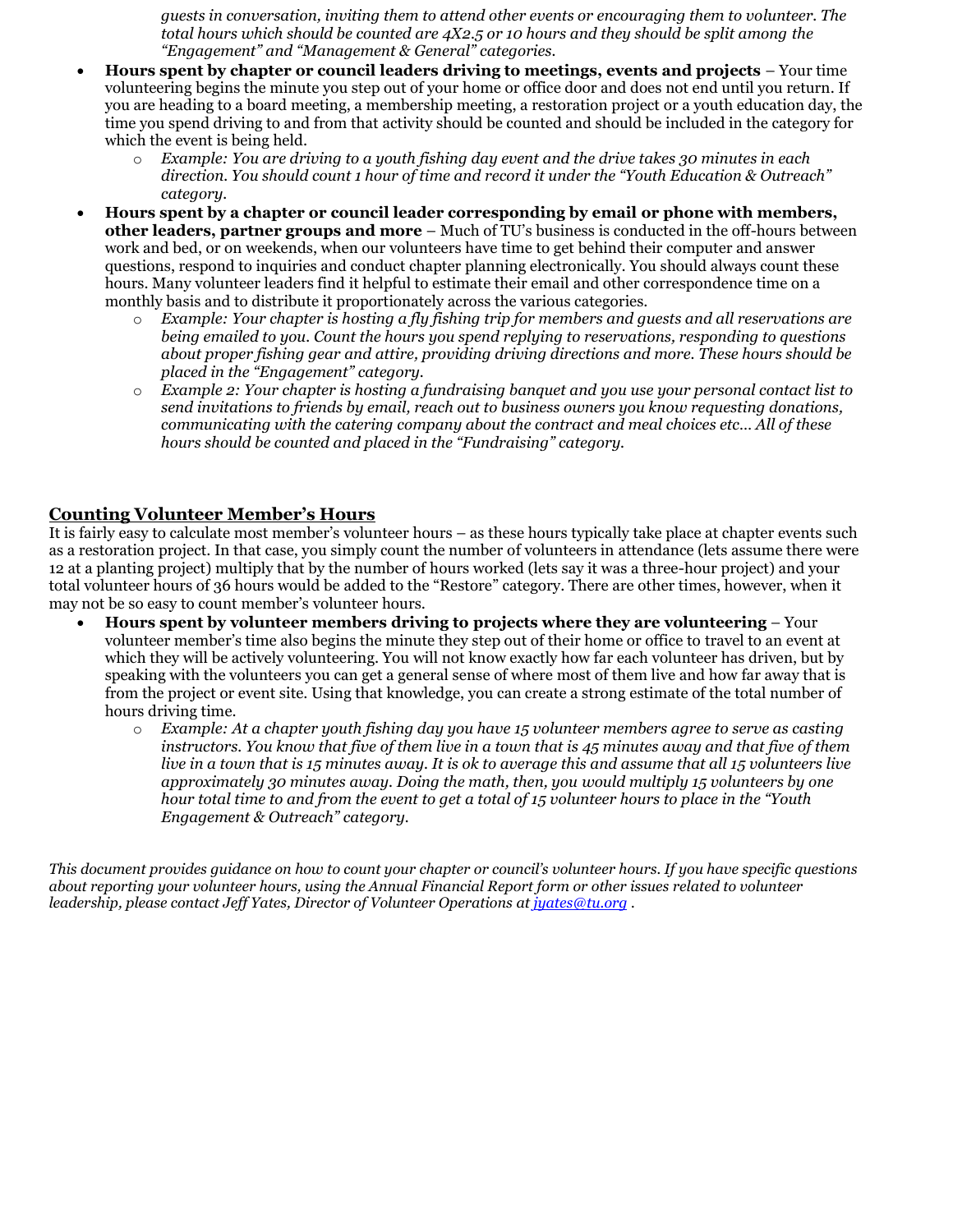*guests in conversation, inviting them to attend other events or encouraging them to volunteer. The total hours which should be counted are 4X2.5 or 10 hours and they should be split among the "Engagement" and "Management & General" categories.*

- **Hours spent by chapter or council leaders driving to meetings, events and projects** – Your time volunteering begins the minute you step out of your home or office door and does not end until you return. If you are heading to a board meeting, a membership meeting, a restoration project or a youth education day, the time you spend driving to and from that activity should be counted and should be included in the category for which the event is being held.
  - *Example: You are driving to a youth fishing day event and the drive takes 30 minutes in each direction. You should count 1 hour of time and record it under the "Youth Education & Outreach" category.*
- **Hours spent by a chapter or council leader corresponding by email or phone with members, other leaders, partner groups and more** – Much of TU's business is conducted in the off-hours between work and bed, or on weekends, when our volunteers have time to get behind their computer and answer questions, respond to inquiries and conduct chapter planning electronically. You should always count these hours. Many volunteer leaders find it helpful to estimate their email and other correspondence time on a monthly basis and to distribute it proportionately across the various categories.
  - *Example: Your chapter is hosting a fly fishing trip for members and guests and all reservations are being emailed to you. Count the hours you spend replying to reservations, responding to questions about proper fishing gear and attire, providing driving directions and more. These hours should be placed in the "Engagement" category.*
  - *Example 2: Your chapter is hosting a fundraising banquet and you use your personal contact list to send invitations to friends by email, reach out to business owners you know requesting donations, communicating with the catering company about the contract and meal choices etc… All of these hours should be counted and placed in the "Fundraising" category.*

## Counting Volunteer Member's Hours

It is fairly easy to calculate most member's volunteer hours – as these hours typically take place at chapter events such as a restoration project. In that case, you simply count the number of volunteers in attendance (lets assume there were 12 at a planting project) multiply that by the number of hours worked (lets say it was a three-hour project) and your total volunteer hours of 36 hours would be added to the "Restore" category. There are other times, however, when it may not be so easy to count member's volunteer hours.

- **Hours spent by volunteer members driving to projects where they are volunteering** – Your volunteer member's time also begins the minute they step out of their home or office to travel to an event at which they will be actively volunteering. You will not know exactly how far each volunteer has driven, but by speaking with the volunteers you can get a general sense of where most of them live and how far away that is from the project or event site. Using that knowledge, you can create a strong estimate of the total number of hours driving time.
  - *Example: At a chapter youth fishing day you have 15 volunteer members agree to serve as casting instructors. You know that five of them live in a town that is 45 minutes away and that five of them live in a town that is 15 minutes away. It is ok to average this and assume that all 15 volunteers live approximately 30 minutes away. Doing the math, then, you would multiply 15 volunteers by one hour total time to and from the event to get a total of 15 volunteer hours to place in the "Youth Engagement & Outreach" category.*

*This document provides guidance on how to count your chapter or council's volunteer hours. If you have specific questions about reporting your volunteer hours, using the Annual Financial Report form or other issues related to volunteer leadership, please contact Jeff Yates, Director of Volunteer Operations at [jyates@tu.org](mailto:jyates@tu.org) .*